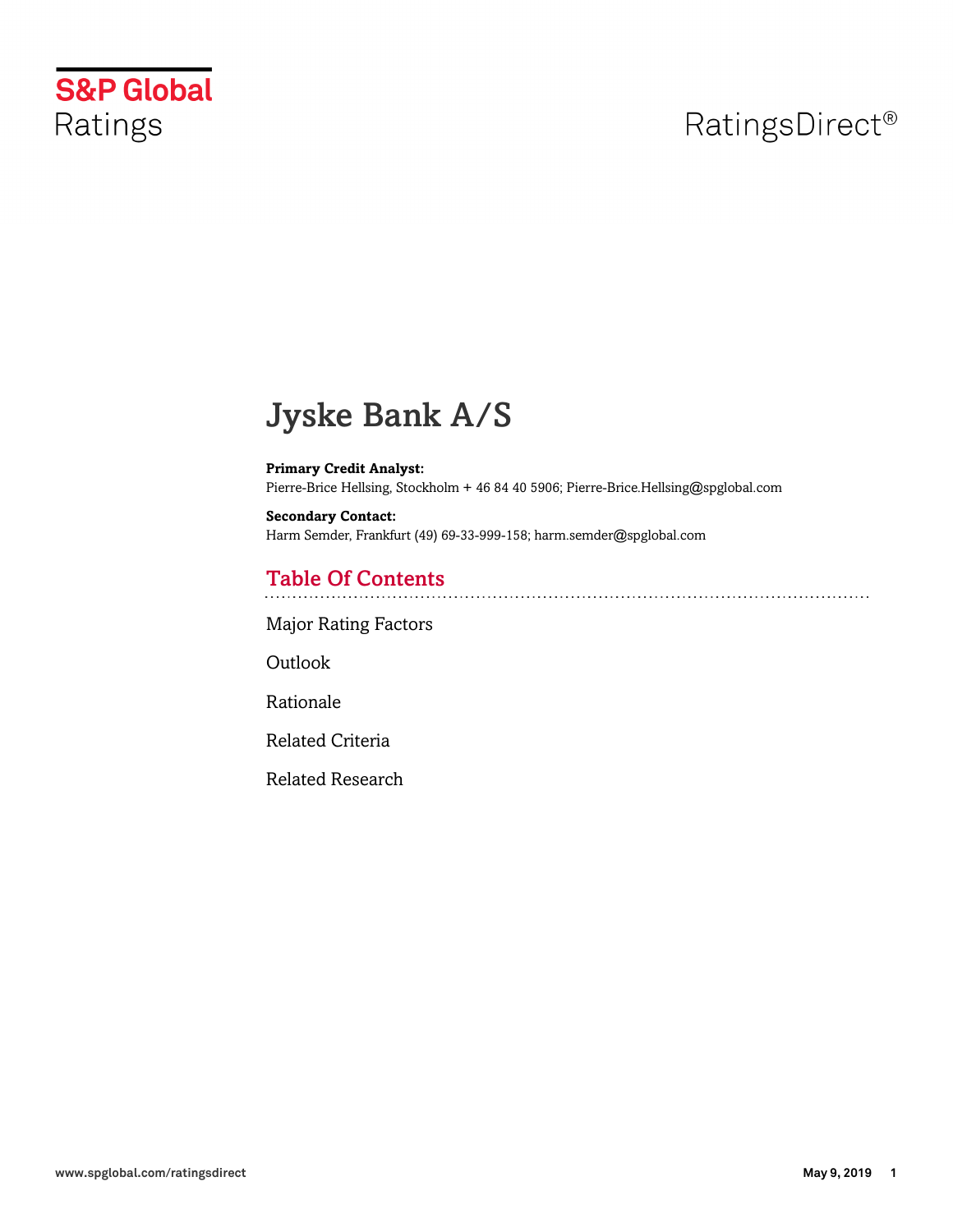S&P Global Ratings

RatingsDirect®

# Jyske Bank A/S

**Primary Credit Analyst:**
Pierre-Brice Hellsing, Stockholm + 46 84 40 5906; Pierre-Brice.Hellsing@spglobal.com

**Secondary Contact:**
Harm Semder, Frankfurt (49) 69-33-999-158; harm.semder@spglobal.com

## Table Of Contents

Major Rating Factors

Outlook

Rationale

Related Criteria

Related Research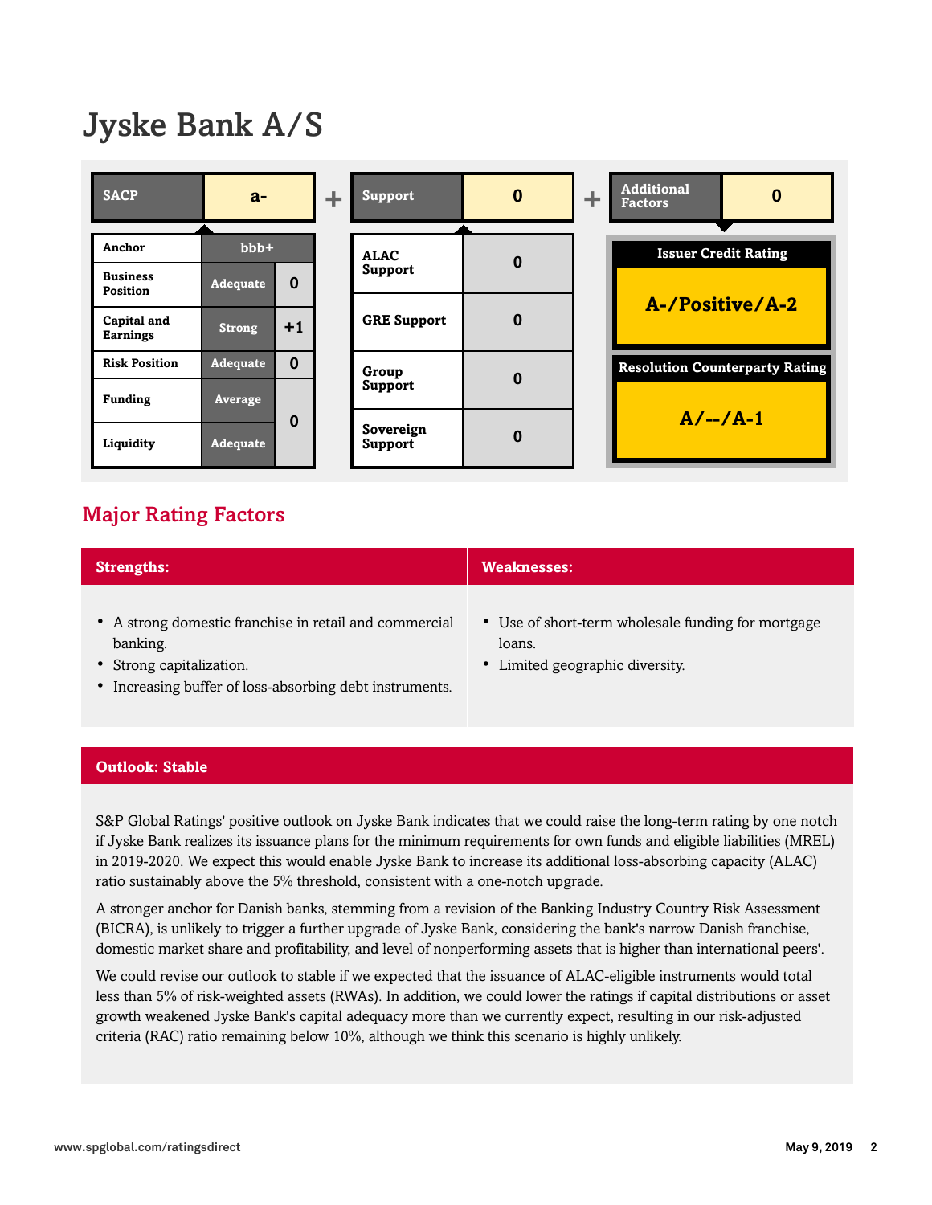# Jyske Bank A/S

| SACP | a- |
|---|---|
| Anchor | bbb+ | |
| Business Position | Adequate | 0 |
| Capital and Earnings | Strong | +1 |
| Risk Position | Adequate | 0 |
| Funding | Average | 0 |
| Liquidity | Adequate | |

\+

| Support | 0 |
|---|---|
| ALAC Support | 0 |
| GRE Support | 0 |
| Group Support | 0 |
| Sovereign Support | 0 |

\+

| Additional Factors | 0 |
|---|---|

**Issuer Credit Rating**

**A-/Positive/A-2**

**Resolution Counterparty Rating**

**A/--/A-1**

## Major Rating Factors

| Strengths: | Weaknesses: |
|---|---|
| • A strong domestic franchise in retail and commercial banking.<br>• Strong capitalization.<br>• Increasing buffer of loss-absorbing debt instruments. | • Use of short-term wholesale funding for mortgage loans.<br>• Limited geographic diversity. |

## Outlook: Stable

S&P Global Ratings' positive outlook on Jyske Bank indicates that we could raise the long-term rating by one notch if Jyske Bank realizes its issuance plans for the minimum requirements for own funds and eligible liabilities (MREL) in 2019-2020. We expect this would enable Jyske Bank to increase its additional loss-absorbing capacity (ALAC) ratio sustainably above the 5% threshold, consistent with a one-notch upgrade.

A stronger anchor for Danish banks, stemming from a revision of the Banking Industry Country Risk Assessment (BICRA), is unlikely to trigger a further upgrade of Jyske Bank, considering the bank's narrow Danish franchise, domestic market share and profitability, and level of nonperforming assets that is higher than international peers'.

We could revise our outlook to stable if we expected that the issuance of ALAC-eligible instruments would total less than 5% of risk-weighted assets (RWAs). In addition, we could lower the ratings if capital distributions or asset growth weakened Jyske Bank's capital adequacy more than we currently expect, resulting in our risk-adjusted criteria (RAC) ratio remaining below 10%, although we think this scenario is highly unlikely.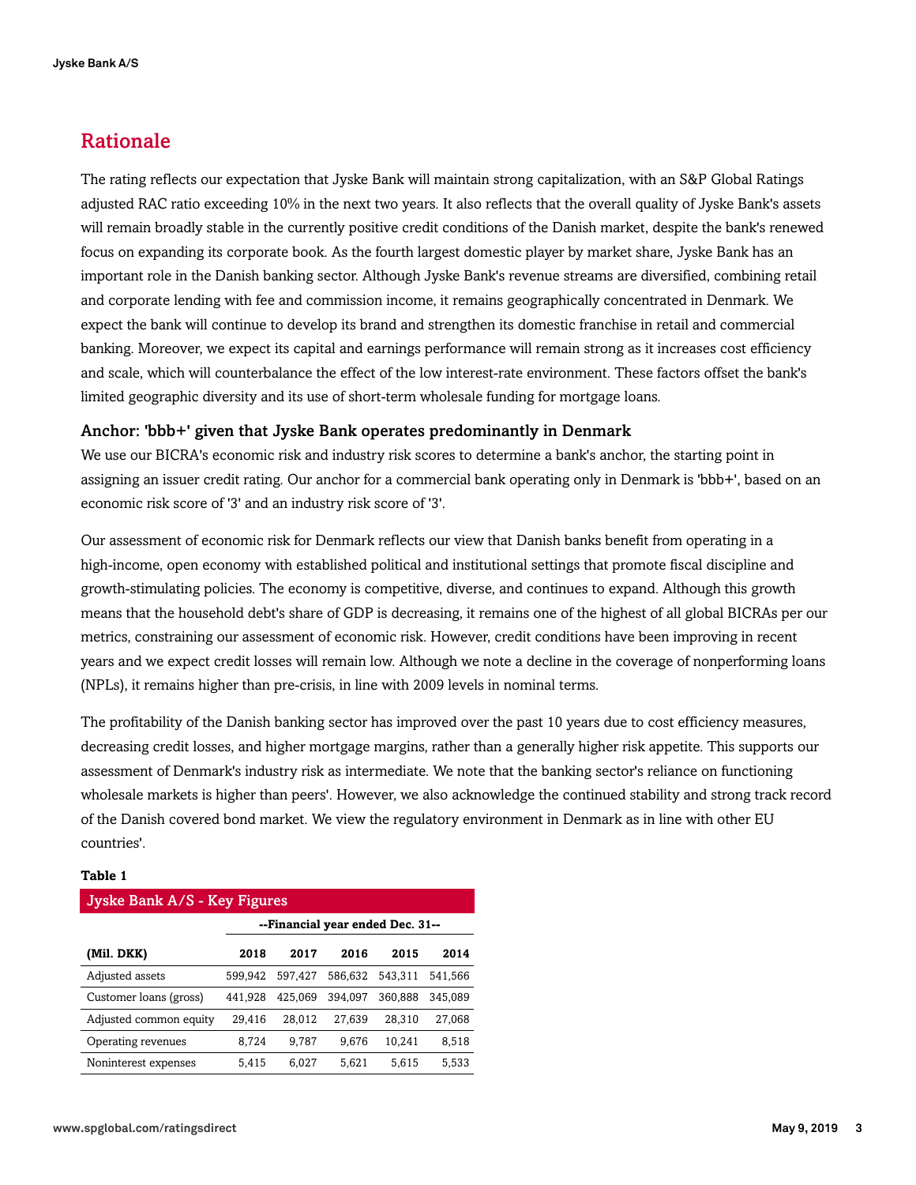## Rationale

The rating reflects our expectation that Jyske Bank will maintain strong capitalization, with an S&P Global Ratings adjusted RAC ratio exceeding 10% in the next two years. It also reflects that the overall quality of Jyske Bank's assets will remain broadly stable in the currently positive credit conditions of the Danish market, despite the bank's renewed focus on expanding its corporate book. As the fourth largest domestic player by market share, Jyske Bank has an important role in the Danish banking sector. Although Jyske Bank's revenue streams are diversified, combining retail and corporate lending with fee and commission income, it remains geographically concentrated in Denmark. We expect the bank will continue to develop its brand and strengthen its domestic franchise in retail and commercial banking. Moreover, we expect its capital and earnings performance will remain strong as it increases cost efficiency and scale, which will counterbalance the effect of the low interest-rate environment. These factors offset the bank's limited geographic diversity and its use of short-term wholesale funding for mortgage loans.

### Anchor: 'bbb+' given that Jyske Bank operates predominantly in Denmark

We use our BICRA's economic risk and industry risk scores to determine a bank's anchor, the starting point in assigning an issuer credit rating. Our anchor for a commercial bank operating only in Denmark is 'bbb+', based on an economic risk score of '3' and an industry risk score of '3'.

Our assessment of economic risk for Denmark reflects our view that Danish banks benefit from operating in a high-income, open economy with established political and institutional settings that promote fiscal discipline and growth-stimulating policies. The economy is competitive, diverse, and continues to expand. Although this growth means that the household debt's share of GDP is decreasing, it remains one of the highest of all global BICRAs per our metrics, constraining our assessment of economic risk. However, credit conditions have been improving in recent years and we expect credit losses will remain low. Although we note a decline in the coverage of nonperforming loans (NPLs), it remains higher than pre-crisis, in line with 2009 levels in nominal terms.

The profitability of the Danish banking sector has improved over the past 10 years due to cost efficiency measures, decreasing credit losses, and higher mortgage margins, rather than a generally higher risk appetite. This supports our assessment of Denmark's industry risk as intermediate. We note that the banking sector's reliance on functioning wholesale markets is higher than peers'. However, we also acknowledge the continued stability and strong track record of the Danish covered bond market. We view the regulatory environment in Denmark as in line with other EU countries'.

**Table 1**

| Jyske Bank A/S - Key Figures | | | | | |
|---|---|---|---|---|---|
| | --Financial year ended Dec. 31-- | | | | |
| (Mil. DKK) | 2018 | 2017 | 2016 | 2015 | 2014 |
| Adjusted assets | 599,942 | 597,427 | 586,632 | 543,311 | 541,566 |
| Customer loans (gross) | 441,928 | 425,069 | 394,097 | 360,888 | 345,089 |
| Adjusted common equity | 29,416 | 28,012 | 27,639 | 28,310 | 27,068 |
| Operating revenues | 8,724 | 9,787 | 9,676 | 10,241 | 8,518 |
| Noninterest expenses | 5,415 | 6,027 | 5,621 | 5,615 | 5,533 |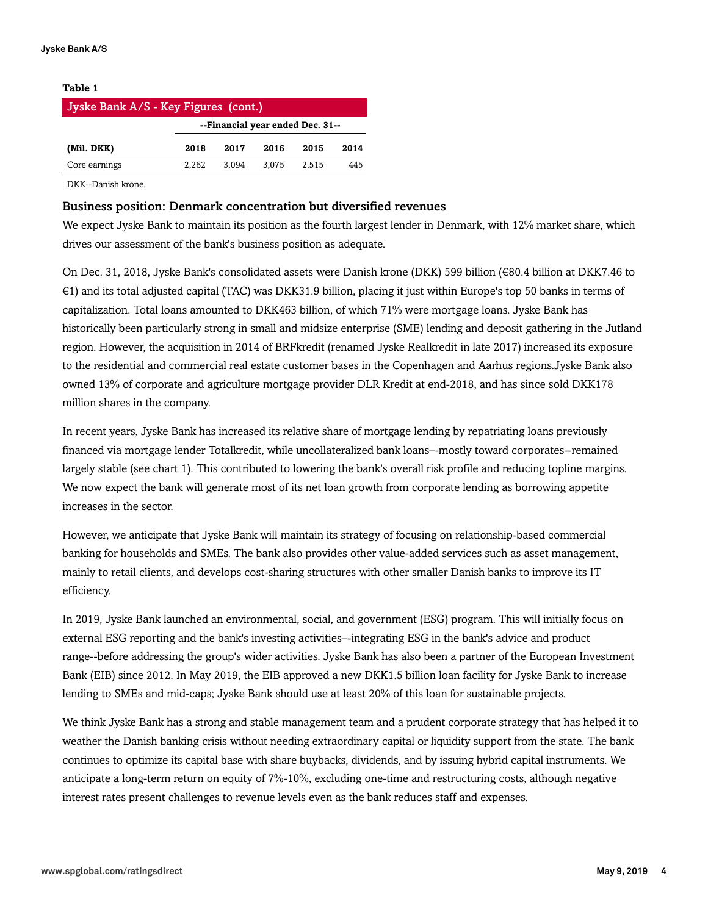**Table 1**

| Jyske Bank A/S - Key Figures (cont.) | | | | | |
|---|---|---|---|---|---|
| | --Financial year ended Dec. 31-- | | | | |
| (Mil. DKK) | 2018 | 2017 | 2016 | 2015 | 2014 |
| Core earnings | 2,262 | 3,094 | 3,075 | 2,515 | 445 |

DKK--Danish krone.

### Business position: Denmark concentration but diversified revenues

We expect Jyske Bank to maintain its position as the fourth largest lender in Denmark, with 12% market share, which drives our assessment of the bank's business position as adequate.

On Dec. 31, 2018, Jyske Bank's consolidated assets were Danish krone (DKK) 599 billion (€80.4 billion at DKK7.46 to €1) and its total adjusted capital (TAC) was DKK31.9 billion, placing it just within Europe's top 50 banks in terms of capitalization. Total loans amounted to DKK463 billion, of which 71% were mortgage loans. Jyske Bank has historically been particularly strong in small and midsize enterprise (SME) lending and deposit gathering in the Jutland region. However, the acquisition in 2014 of BRFkredit (renamed Jyske Realkredit in late 2017) increased its exposure to the residential and commercial real estate customer bases in the Copenhagen and Aarhus regions.Jyske Bank also owned 13% of corporate and agriculture mortgage provider DLR Kredit at end-2018, and has since sold DKK178 million shares in the company.

In recent years, Jyske Bank has increased its relative share of mortgage lending by repatriating loans previously financed via mortgage lender Totalkredit, while uncollateralized bank loans—mostly toward corporates--remained largely stable (see chart 1). This contributed to lowering the bank's overall risk profile and reducing topline margins. We now expect the bank will generate most of its net loan growth from corporate lending as borrowing appetite increases in the sector.

However, we anticipate that Jyske Bank will maintain its strategy of focusing on relationship-based commercial banking for households and SMEs. The bank also provides other value-added services such as asset management, mainly to retail clients, and develops cost-sharing structures with other smaller Danish banks to improve its IT efficiency.

In 2019, Jyske Bank launched an environmental, social, and government (ESG) program. This will initially focus on external ESG reporting and the bank's investing activities–-integrating ESG in the bank's advice and product range--before addressing the group's wider activities. Jyske Bank has also been a partner of the European Investment Bank (EIB) since 2012. In May 2019, the EIB approved a new DKK1.5 billion loan facility for Jyske Bank to increase lending to SMEs and mid-caps; Jyske Bank should use at least 20% of this loan for sustainable projects.

We think Jyske Bank has a strong and stable management team and a prudent corporate strategy that has helped it to weather the Danish banking crisis without needing extraordinary capital or liquidity support from the state. The bank continues to optimize its capital base with share buybacks, dividends, and by issuing hybrid capital instruments. We anticipate a long-term return on equity of 7%-10%, excluding one-time and restructuring costs, although negative interest rates present challenges to revenue levels even as the bank reduces staff and expenses.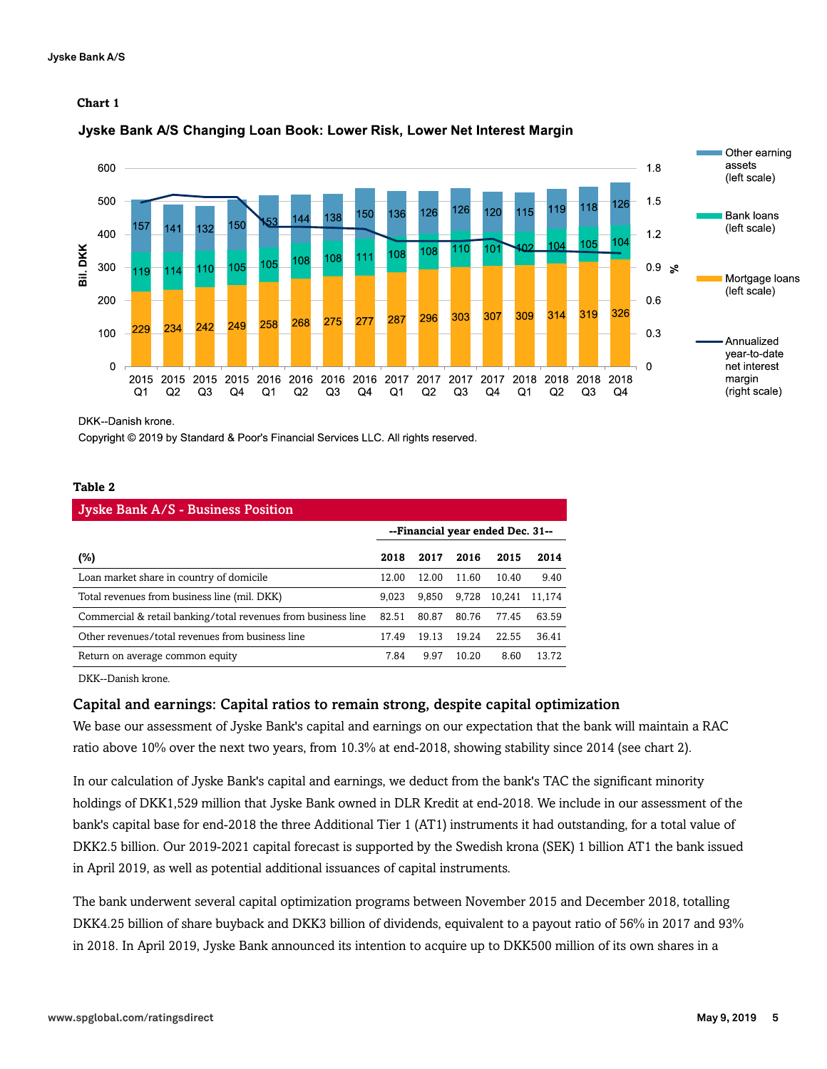**Chart 1**

**Jyske Bank A/S Changing Loan Book: Lower Risk, Lower Net Interest Margin**

| Quarter | Mortgage loans (left scale) | Bank loans (left scale) | Other earning assets (left scale) |
|---|---|---|---|
| 2015 Q1 | 229 | 119 | 157 |
| 2015 Q2 | 234 | 114 | 141 |
| 2015 Q3 | 242 | 110 | 132 |
| 2015 Q4 | 249 | 105 | 150 |
| 2016 Q1 | 258 | 105 | 153 |
| 2016 Q2 | 268 | 108 | 144 |
| 2016 Q3 | 275 | 108 | 138 |
| 2016 Q4 | 277 | 111 | 150 |
| 2017 Q1 | 287 | 108 | 136 |
| 2017 Q2 | 296 | 108 | 126 |
| 2017 Q3 | 303 | 110 | 126 |
| 2017 Q4 | 307 | 101 | 120 |
| 2018 Q1 | 309 | 102 | 115 |
| 2018 Q2 | 314 | 104 | 119 |
| 2018 Q3 | 319 | 105 | 118 |
| 2018 Q4 | 326 | 104 | 126 |

Left scale: Bil. DKK. Right scale: Annualized year-to-date net interest margin (%).

DKK--Danish krone.

Copyright © 2019 by Standard & Poor's Financial Services LLC. All rights reserved.

**Table 2**

**Jyske Bank A/S - Business Position**

| | --Financial year ended Dec. 31-- | | | | |
|---|---|---|---|---|---|
| **(%)** | **2018** | **2017** | **2016** | **2015** | **2014** |
| Loan market share in country of domicile | 12.00 | 12.00 | 11.60 | 10.40 | 9.40 |
| Total revenues from business line (mil. DKK) | 9,023 | 9,850 | 9,728 | 10,241 | 11,174 |
| Commercial & retail banking/total revenues from business line | 82.51 | 80.87 | 80.76 | 77.45 | 63.59 |
| Other revenues/total revenues from business line | 17.49 | 19.13 | 19.24 | 22.55 | 36.41 |
| Return on average common equity | 7.84 | 9.97 | 10.20 | 8.60 | 13.72 |

DKK--Danish krone.

## Capital and earnings: Capital ratios to remain strong, despite capital optimization

We base our assessment of Jyske Bank's capital and earnings on our expectation that the bank will maintain a RAC ratio above 10% over the next two years, from 10.3% at end-2018, showing stability since 2014 (see chart 2).

In our calculation of Jyske Bank's capital and earnings, we deduct from the bank's TAC the significant minority holdings of DKK1,529 million that Jyske Bank owned in DLR Kredit at end-2018. We include in our assessment of the bank's capital base for end-2018 the three Additional Tier 1 (AT1) instruments it had outstanding, for a total value of DKK2.5 billion. Our 2019-2021 capital forecast is supported by the Swedish krona (SEK) 1 billion AT1 the bank issued in April 2019, as well as potential additional issuances of capital instruments.

The bank underwent several capital optimization programs between November 2015 and December 2018, totalling DKK4.25 billion of share buyback and DKK3 billion of dividends, equivalent to a payout ratio of 56% in 2017 and 93% in 2018. In April 2019, Jyske Bank announced its intention to acquire up to DKK500 million of its own shares in a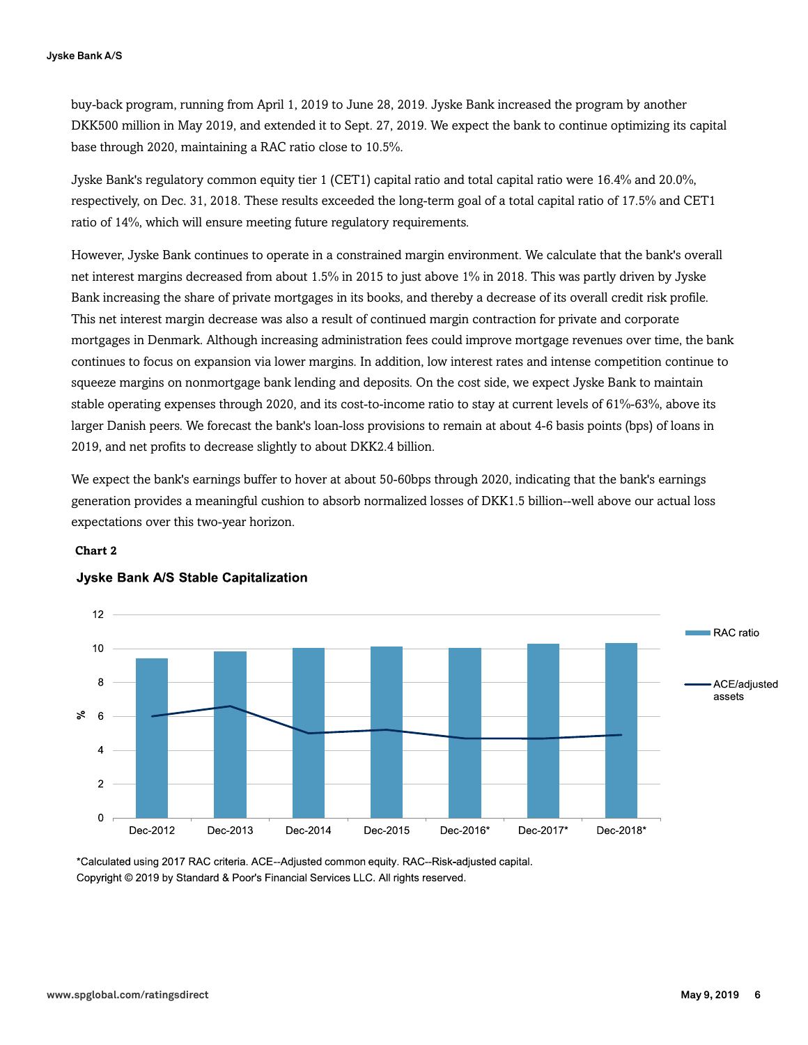buy-back program, running from April 1, 2019 to June 28, 2019. Jyske Bank increased the program by another DKK500 million in May 2019, and extended it to Sept. 27, 2019. We expect the bank to continue optimizing its capital base through 2020, maintaining a RAC ratio close to 10.5%.

Jyske Bank's regulatory common equity tier 1 (CET1) capital ratio and total capital ratio were 16.4% and 20.0%, respectively, on Dec. 31, 2018. These results exceeded the long-term goal of a total capital ratio of 17.5% and CET1 ratio of 14%, which will ensure meeting future regulatory requirements.

However, Jyske Bank continues to operate in a constrained margin environment. We calculate that the bank's overall net interest margins decreased from about 1.5% in 2015 to just above 1% in 2018. This was partly driven by Jyske Bank increasing the share of private mortgages in its books, and thereby a decrease of its overall credit risk profile. This net interest margin decrease was also a result of continued margin contraction for private and corporate mortgages in Denmark. Although increasing administration fees could improve mortgage revenues over time, the bank continues to focus on expansion via lower margins. In addition, low interest rates and intense competition continue to squeeze margins on nonmortgage bank lending and deposits. On the cost side, we expect Jyske Bank to maintain stable operating expenses through 2020, and its cost-to-income ratio to stay at current levels of 61%-63%, above its larger Danish peers. We forecast the bank's loan-loss provisions to remain at about 4-6 basis points (bps) of loans in 2019, and net profits to decrease slightly to about DKK2.4 billion.

We expect the bank's earnings buffer to hover at about 50-60bps through 2020, indicating that the bank's earnings generation provides a meaningful cushion to absorb normalized losses of DKK1.5 billion--well above our actual loss expectations over this two-year horizon.

**Chart 2**

**Jyske Bank A/S Stable Capitalization**

*Calculated using 2017 RAC criteria. ACE--Adjusted common equity. RAC--Risk-adjusted capital.

Copyright © 2019 by Standard & Poor's Financial Services LLC. All rights reserved.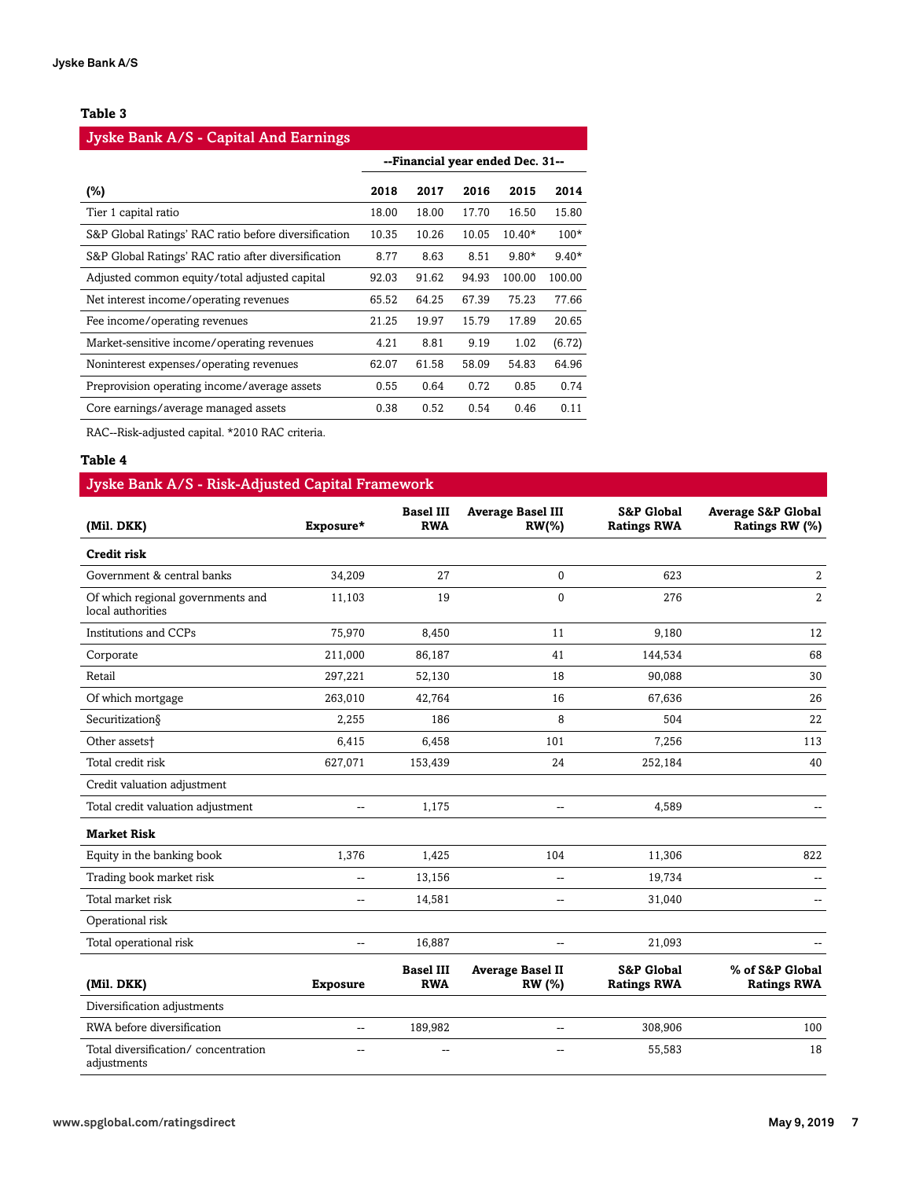**Table 3**

| Jyske Bank A/S - Capital And Earnings | | | | | |
|---|---|---|---|---|---|
| | --Financial year ended Dec. 31-- | | | | |
| (%) | 2018 | 2017 | 2016 | 2015 | 2014 |
| Tier 1 capital ratio | 18.00 | 18.00 | 17.70 | 16.50 | 15.80 |
| S&P Global Ratings' RAC ratio before diversification | 10.35 | 10.26 | 10.05 | 10.40* | 100* |
| S&P Global Ratings' RAC ratio after diversification | 8.77 | 8.63 | 8.51 | 9.80* | 9.40* |
| Adjusted common equity/total adjusted capital | 92.03 | 91.62 | 94.93 | 100.00 | 100.00 |
| Net interest income/operating revenues | 65.52 | 64.25 | 67.39 | 75.23 | 77.66 |
| Fee income/operating revenues | 21.25 | 19.97 | 15.79 | 17.89 | 20.65 |
| Market-sensitive income/operating revenues | 4.21 | 8.81 | 9.19 | 1.02 | (6.72) |
| Noninterest expenses/operating revenues | 62.07 | 61.58 | 58.09 | 54.83 | 64.96 |
| Preprovision operating income/average assets | 0.55 | 0.64 | 0.72 | 0.85 | 0.74 |
| Core earnings/average managed assets | 0.38 | 0.52 | 0.54 | 0.46 | 0.11 |

RAC--Risk-adjusted capital. *2010 RAC criteria.

**Table 4**

| Jyske Bank A/S - Risk-Adjusted Capital Framework | | | | | |
|---|---|---|---|---|---|
| (Mil. DKK) | Exposure* | Basel III RWA | Average Basel III RW(%) | S&P Global Ratings RWA | Average S&P Global Ratings RW (%) |
| **Credit risk** | | | | | |
| Government & central banks | 34,209 | 27 | 0 | 623 | 2 |
| Of which regional governments and local authorities | 11,103 | 19 | 0 | 276 | 2 |
| Institutions and CCPs | 75,970 | 8,450 | 11 | 9,180 | 12 |
| Corporate | 211,000 | 86,187 | 41 | 144,534 | 68 |
| Retail | 297,221 | 52,130 | 18 | 90,088 | 30 |
| Of which mortgage | 263,010 | 42,764 | 16 | 67,636 | 26 |
| Securitization§ | 2,255 | 186 | 8 | 504 | 22 |
| Other assets† | 6,415 | 6,458 | 101 | 7,256 | 113 |
| Total credit risk | 627,071 | 153,439 | 24 | 252,184 | 40 |
| Credit valuation adjustment | | | | | |
| Total credit valuation adjustment | -- | 1,175 | -- | 4,589 | -- |
| **Market Risk** | | | | | |
| Equity in the banking book | 1,376 | 1,425 | 104 | 11,306 | 822 |
| Trading book market risk | -- | 13,156 | -- | 19,734 | -- |
| Total market risk | -- | 14,581 | -- | 31,040 | -- |
| Operational risk | | | | | |
| Total operational risk | -- | 16,887 | -- | 21,093 | -- |
| **(Mil. DKK)** | **Exposure** | **Basel III RWA** | **Average Basel II RW (%)** | **S&P Global Ratings RWA** | **% of S&P Global Ratings RWA** |
| Diversification adjustments | | | | | |
| RWA before diversification | -- | 189,982 | -- | 308,906 | 100 |
| Total diversification/ concentration adjustments | -- | -- | -- | 55,583 | 18 |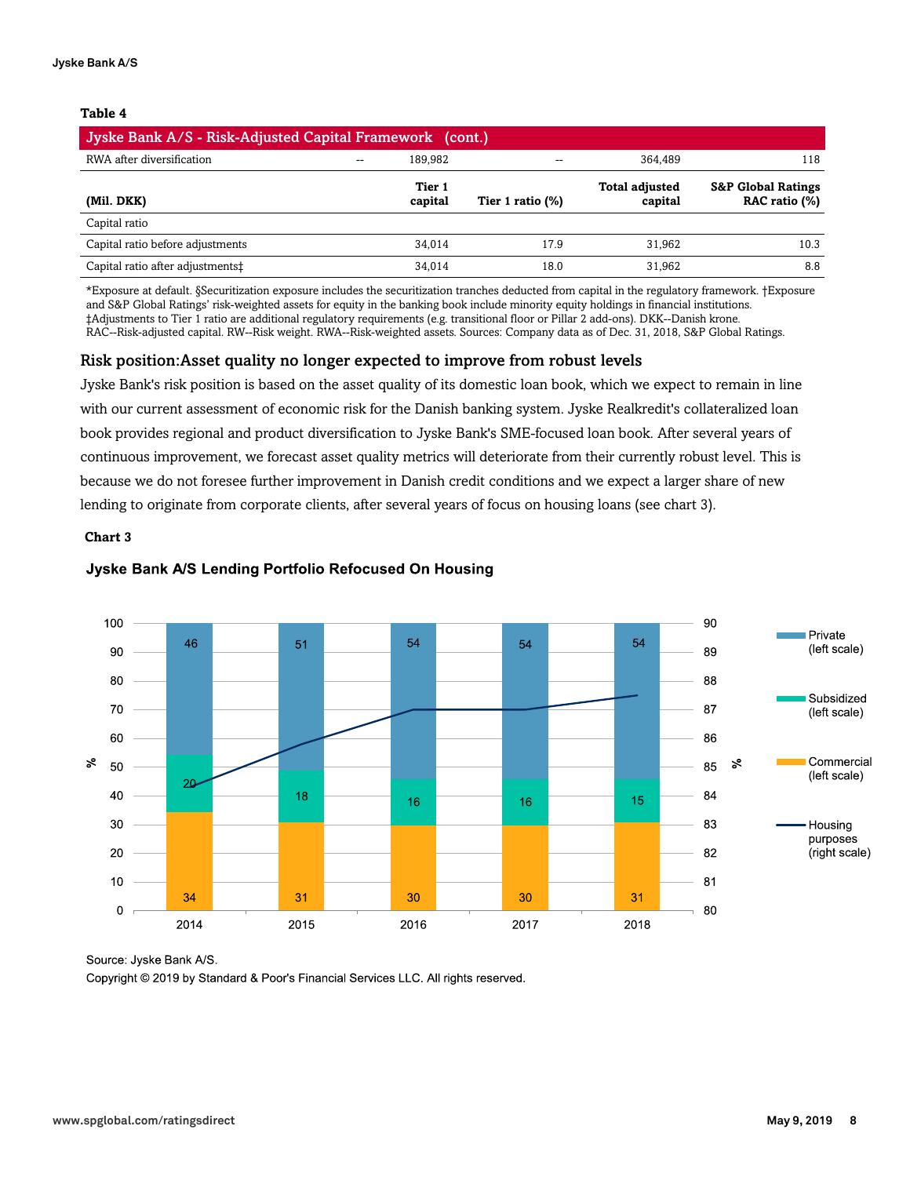**Table 4**

**Jyske Bank A/S - Risk-Adjusted Capital Framework (cont.)**

| | | | | | |
|---|---|---|---|---|---|
| RWA after diversification | -- | 189,982 | -- | 364,489 | 118 |

| (Mil. DKK) | Tier 1 capital | Tier 1 ratio (%) | Total adjusted capital | S&P Global Ratings RAC ratio (%) |
|---|---|---|---|---|
| Capital ratio | | | | |
| Capital ratio before adjustments | 34,014 | 17.9 | 31,962 | 10.3 |
| Capital ratio after adjustments‡ | 34,014 | 18.0 | 31,962 | 8.8 |

*Exposure at default. §Securitization exposure includes the securitization tranches deducted from capital in the regulatory framework. †Exposure and S&P Global Ratings' risk-weighted assets for equity in the banking book include minority equity holdings in financial institutions. ‡Adjustments to Tier 1 ratio are additional regulatory requirements (e.g. transitional floor or Pillar 2 add-ons). DKK--Danish krone. RAC--Risk-adjusted capital. RW--Risk weight. RWA--Risk-weighted assets. Sources: Company data as of Dec. 31, 2018, S&P Global Ratings.

## Risk position:Asset quality no longer expected to improve from robust levels

Jyske Bank's risk position is based on the asset quality of its domestic loan book, which we expect to remain in line with our current assessment of economic risk for the Danish banking system. Jyske Realkredit's collateralized loan book provides regional and product diversification to Jyske Bank's SME-focused loan book. After several years of continuous improvement, we forecast asset quality metrics will deteriorate from their currently robust level. This is because we do not foresee further improvement in Danish credit conditions and we expect a larger share of new lending to originate from corporate clients, after several years of focus on housing loans (see chart 3).

**Chart 3**

**Jyske Bank A/S Lending Portfolio Refocused On Housing**

| | 2014 | 2015 | 2016 | 2017 | 2018 |
|---|---|---|---|---|---|
| Private (left scale, %) | 46 | 51 | 54 | 54 | 54 |
| Subsidized (left scale, %) | 20 | 18 | 16 | 16 | 15 |
| Commercial (left scale, %) | 34 | 31 | 30 | 30 | 31 |

Housing purposes (right scale, %) shown as a line.

Source: Jyske Bank A/S.

Copyright © 2019 by Standard & Poor's Financial Services LLC. All rights reserved.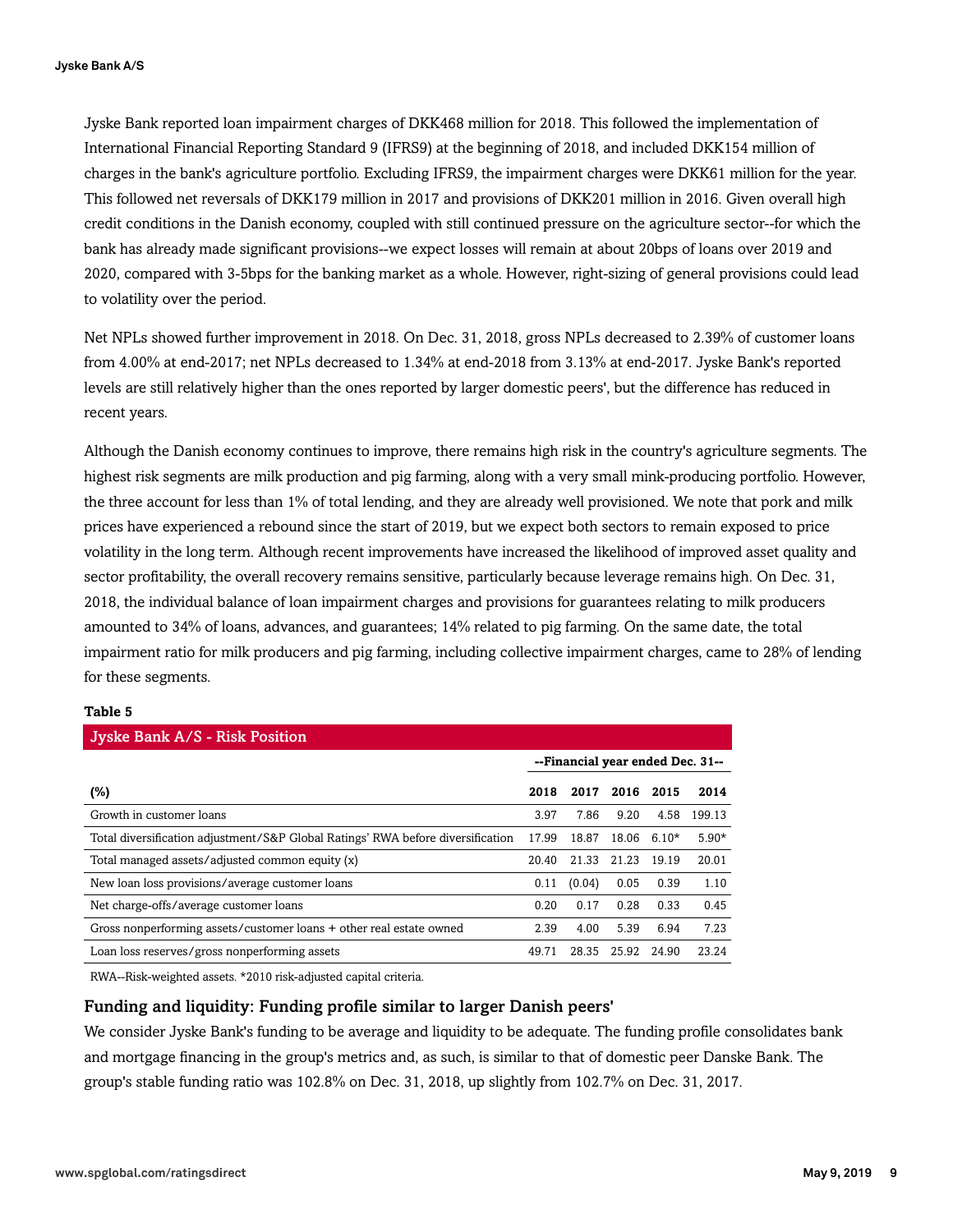Jyske Bank reported loan impairment charges of DKK468 million for 2018. This followed the implementation of International Financial Reporting Standard 9 (IFRS9) at the beginning of 2018, and included DKK154 million of charges in the bank's agriculture portfolio. Excluding IFRS9, the impairment charges were DKK61 million for the year. This followed net reversals of DKK179 million in 2017 and provisions of DKK201 million in 2016. Given overall high credit conditions in the Danish economy, coupled with still continued pressure on the agriculture sector--for which the bank has already made significant provisions--we expect losses will remain at about 20bps of loans over 2019 and 2020, compared with 3-5bps for the banking market as a whole. However, right-sizing of general provisions could lead to volatility over the period.

Net NPLs showed further improvement in 2018. On Dec. 31, 2018, gross NPLs decreased to 2.39% of customer loans from 4.00% at end-2017; net NPLs decreased to 1.34% at end-2018 from 3.13% at end-2017. Jyske Bank's reported levels are still relatively higher than the ones reported by larger domestic peers', but the difference has reduced in recent years.

Although the Danish economy continues to improve, there remains high risk in the country's agriculture segments. The highest risk segments are milk production and pig farming, along with a very small mink-producing portfolio. However, the three account for less than 1% of total lending, and they are already well provisioned. We note that pork and milk prices have experienced a rebound since the start of 2019, but we expect both sectors to remain exposed to price volatility in the long term. Although recent improvements have increased the likelihood of improved asset quality and sector profitability, the overall recovery remains sensitive, particularly because leverage remains high. On Dec. 31, 2018, the individual balance of loan impairment charges and provisions for guarantees relating to milk producers amounted to 34% of loans, advances, and guarantees; 14% related to pig farming. On the same date, the total impairment ratio for milk producers and pig farming, including collective impairment charges, came to 28% of lending for these segments.

**Table 5**

**Jyske Bank A/S - Risk Position**

| | --Financial year ended Dec. 31-- | | | | |
|---|---|---|---|---|---|
| **(%)** | **2018** | **2017** | **2016** | **2015** | **2014** |
| Growth in customer loans | 3.97 | 7.86 | 9.20 | 4.58 | 199.13 |
| Total diversification adjustment/S&P Global Ratings' RWA before diversification | 17.99 | 18.87 | 18.06 | 6.10* | 5.90* |
| Total managed assets/adjusted common equity (x) | 20.40 | 21.33 | 21.23 | 19.19 | 20.01 |
| New loan loss provisions/average customer loans | 0.11 | (0.04) | 0.05 | 0.39 | 1.10 |
| Net charge-offs/average customer loans | 0.20 | 0.17 | 0.28 | 0.33 | 0.45 |
| Gross nonperforming assets/customer loans + other real estate owned | 2.39 | 4.00 | 5.39 | 6.94 | 7.23 |
| Loan loss reserves/gross nonperforming assets | 49.71 | 28.35 | 25.92 | 24.90 | 23.24 |

RWA--Risk-weighted assets. *2010 risk-adjusted capital criteria.

### Funding and liquidity: Funding profile similar to larger Danish peers'

We consider Jyske Bank's funding to be average and liquidity to be adequate. The funding profile consolidates bank and mortgage financing in the group's metrics and, as such, is similar to that of domestic peer Danske Bank. The group's stable funding ratio was 102.8% on Dec. 31, 2018, up slightly from 102.7% on Dec. 31, 2017.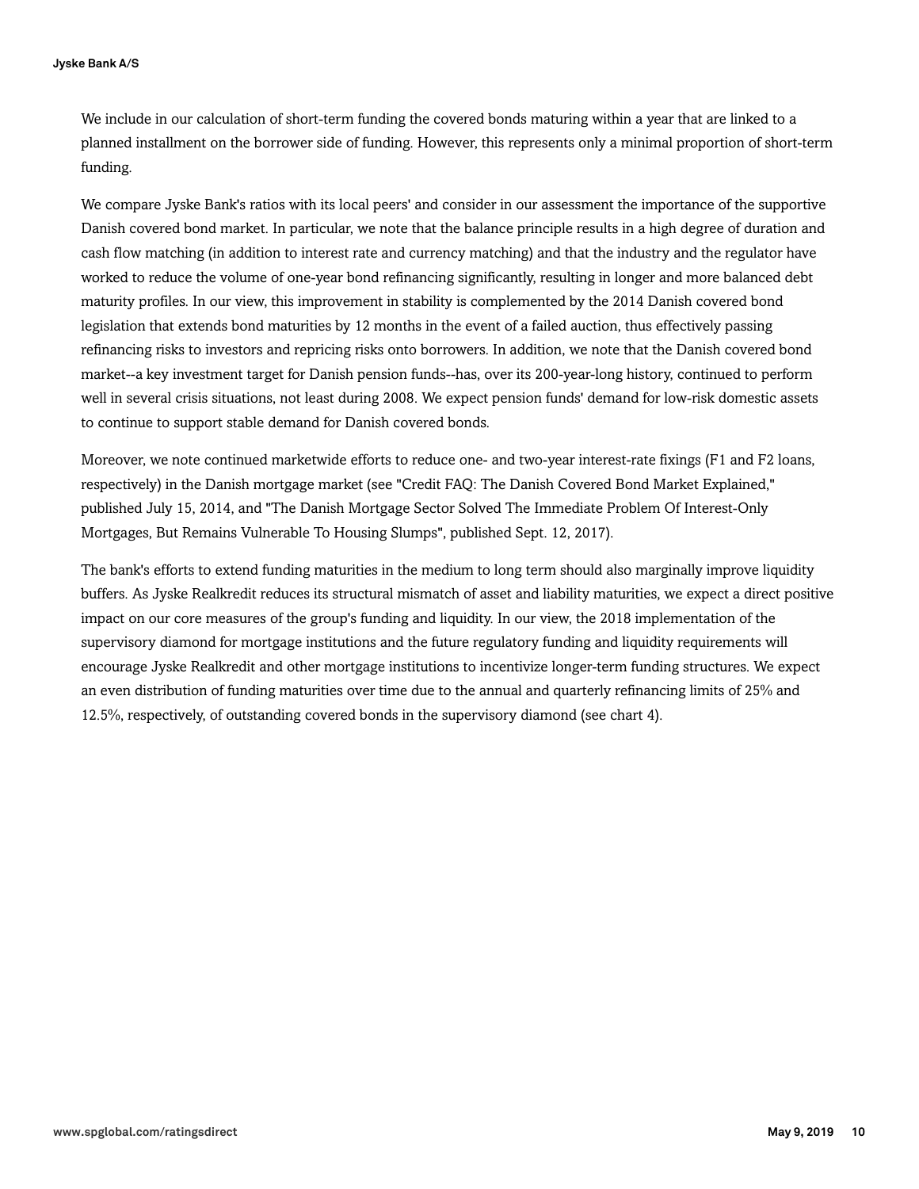We include in our calculation of short-term funding the covered bonds maturing within a year that are linked to a planned installment on the borrower side of funding. However, this represents only a minimal proportion of short-term funding.

We compare Jyske Bank's ratios with its local peers' and consider in our assessment the importance of the supportive Danish covered bond market. In particular, we note that the balance principle results in a high degree of duration and cash flow matching (in addition to interest rate and currency matching) and that the industry and the regulator have worked to reduce the volume of one-year bond refinancing significantly, resulting in longer and more balanced debt maturity profiles. In our view, this improvement in stability is complemented by the 2014 Danish covered bond legislation that extends bond maturities by 12 months in the event of a failed auction, thus effectively passing refinancing risks to investors and repricing risks onto borrowers. In addition, we note that the Danish covered bond market--a key investment target for Danish pension funds--has, over its 200-year-long history, continued to perform well in several crisis situations, not least during 2008. We expect pension funds' demand for low-risk domestic assets to continue to support stable demand for Danish covered bonds.

Moreover, we note continued marketwide efforts to reduce one- and two-year interest-rate fixings (F1 and F2 loans, respectively) in the Danish mortgage market (see "Credit FAQ: The Danish Covered Bond Market Explained," published July 15, 2014, and "The Danish Mortgage Sector Solved The Immediate Problem Of Interest-Only Mortgages, But Remains Vulnerable To Housing Slumps", published Sept. 12, 2017).

The bank's efforts to extend funding maturities in the medium to long term should also marginally improve liquidity buffers. As Jyske Realkredit reduces its structural mismatch of asset and liability maturities, we expect a direct positive impact on our core measures of the group's funding and liquidity. In our view, the 2018 implementation of the supervisory diamond for mortgage institutions and the future regulatory funding and liquidity requirements will encourage Jyske Realkredit and other mortgage institutions to incentivize longer-term funding structures. We expect an even distribution of funding maturities over time due to the annual and quarterly refinancing limits of 25% and 12.5%, respectively, of outstanding covered bonds in the supervisory diamond (see chart 4).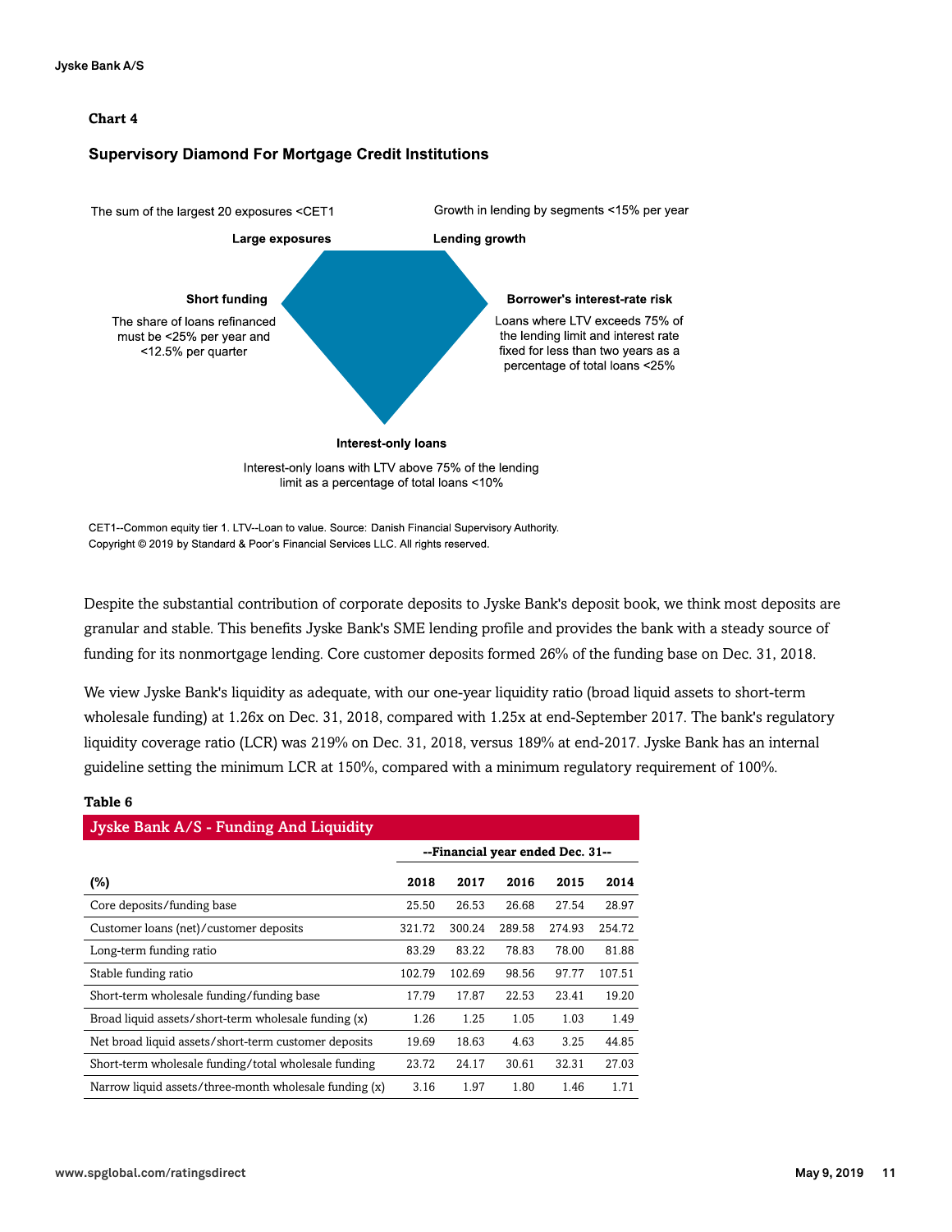**Chart 4**

**Supervisory Diamond For Mortgage Credit Institutions**

**Large exposures**

The sum of the largest 20 exposures <CET1

**Lending growth**

Growth in lending by segments <15% per year

**Short funding**

The share of loans refinanced must be <25% per year and <12.5% per quarter

**Borrower's interest-rate risk**

Loans where LTV exceeds 75% of the lending limit and interest rate fixed for less than two years as a percentage of total loans <25%

**Interest-only loans**

Interest-only loans with LTV above 75% of the lending limit as a percentage of total loans <10%

CET1--Common equity tier 1. LTV--Loan to value. Source: Danish Financial Supervisory Authority.
Copyright © 2019 by Standard & Poor's Financial Services LLC. All rights reserved.

Despite the substantial contribution of corporate deposits to Jyske Bank's deposit book, we think most deposits are granular and stable. This benefits Jyske Bank's SME lending profile and provides the bank with a steady source of funding for its nonmortgage lending. Core customer deposits formed 26% of the funding base on Dec. 31, 2018.

We view Jyske Bank's liquidity as adequate, with our one-year liquidity ratio (broad liquid assets to short-term wholesale funding) at 1.26x on Dec. 31, 2018, compared with 1.25x at end-September 2017. The bank's regulatory liquidity coverage ratio (LCR) was 219% on Dec. 31, 2018, versus 189% at end-2017. Jyske Bank has an internal guideline setting the minimum LCR at 150%, compared with a minimum regulatory requirement of 100%.

**Table 6**

**Jyske Bank A/S - Funding And Liquidity**

| | --Financial year ended Dec. 31-- | | | | |
|---|---|---|---|---|---|
| (%) | 2018 | 2017 | 2016 | 2015 | 2014 |
| Core deposits/funding base | 25.50 | 26.53 | 26.68 | 27.54 | 28.97 |
| Customer loans (net)/customer deposits | 321.72 | 300.24 | 289.58 | 274.93 | 254.72 |
| Long-term funding ratio | 83.29 | 83.22 | 78.83 | 78.00 | 81.88 |
| Stable funding ratio | 102.79 | 102.69 | 98.56 | 97.77 | 107.51 |
| Short-term wholesale funding/funding base | 17.79 | 17.87 | 22.53 | 23.41 | 19.20 |
| Broad liquid assets/short-term wholesale funding (x) | 1.26 | 1.25 | 1.05 | 1.03 | 1.49 |
| Net broad liquid assets/short-term customer deposits | 19.69 | 18.63 | 4.63 | 3.25 | 44.85 |
| Short-term wholesale funding/total wholesale funding | 23.72 | 24.17 | 30.61 | 32.31 | 27.03 |
| Narrow liquid assets/three-month wholesale funding (x) | 3.16 | 1.97 | 1.80 | 1.46 | 1.71 |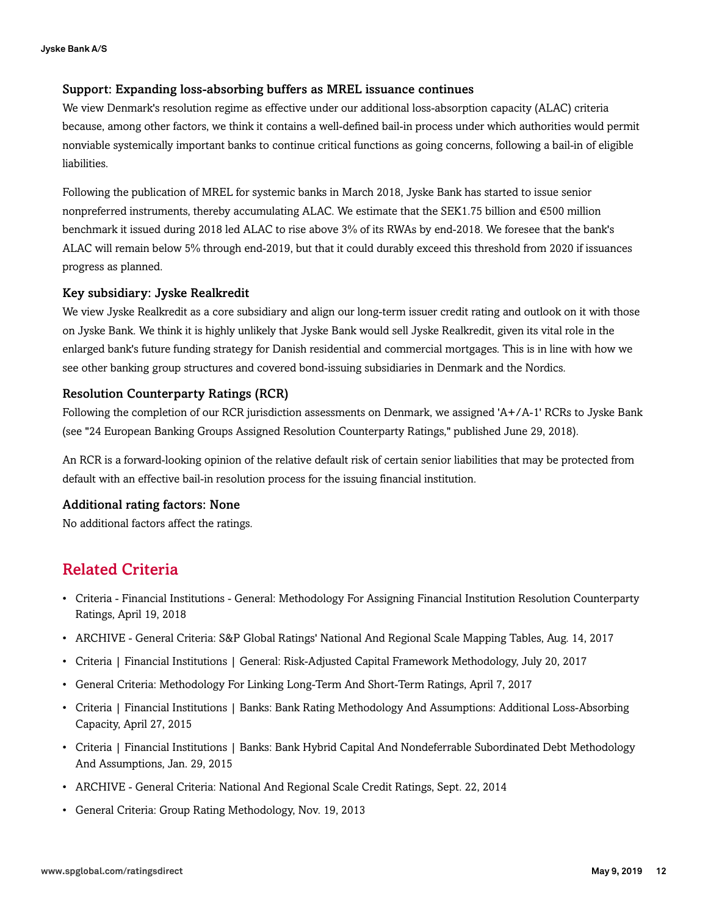### Support: Expanding loss-absorbing buffers as MREL issuance continues

We view Denmark's resolution regime as effective under our additional loss-absorption capacity (ALAC) criteria because, among other factors, we think it contains a well-defined bail-in process under which authorities would permit nonviable systemically important banks to continue critical functions as going concerns, following a bail-in of eligible liabilities.

Following the publication of MREL for systemic banks in March 2018, Jyske Bank has started to issue senior nonpreferred instruments, thereby accumulating ALAC. We estimate that the SEK1.75 billion and €500 million benchmark it issued during 2018 led ALAC to rise above 3% of its RWAs by end-2018. We foresee that the bank's ALAC will remain below 5% through end-2019, but that it could durably exceed this threshold from 2020 if issuances progress as planned.

### Key subsidiary: Jyske Realkredit

We view Jyske Realkredit as a core subsidiary and align our long-term issuer credit rating and outlook on it with those on Jyske Bank. We think it is highly unlikely that Jyske Bank would sell Jyske Realkredit, given its vital role in the enlarged bank's future funding strategy for Danish residential and commercial mortgages. This is in line with how we see other banking group structures and covered bond-issuing subsidiaries in Denmark and the Nordics.

### Resolution Counterparty Ratings (RCR)

Following the completion of our RCR jurisdiction assessments on Denmark, we assigned 'A+/A-1' RCRs to Jyske Bank (see "24 European Banking Groups Assigned Resolution Counterparty Ratings," published June 29, 2018).

An RCR is a forward-looking opinion of the relative default risk of certain senior liabilities that may be protected from default with an effective bail-in resolution process for the issuing financial institution.

### Additional rating factors: None

No additional factors affect the ratings.

## Related Criteria

- Criteria - Financial Institutions - General: Methodology For Assigning Financial Institution Resolution Counterparty Ratings, April 19, 2018
- ARCHIVE - General Criteria: S&P Global Ratings' National And Regional Scale Mapping Tables, Aug. 14, 2017
- Criteria | Financial Institutions | General: Risk-Adjusted Capital Framework Methodology, July 20, 2017
- General Criteria: Methodology For Linking Long-Term And Short-Term Ratings, April 7, 2017
- Criteria | Financial Institutions | Banks: Bank Rating Methodology And Assumptions: Additional Loss-Absorbing Capacity, April 27, 2015
- Criteria | Financial Institutions | Banks: Bank Hybrid Capital And Nondeferrable Subordinated Debt Methodology And Assumptions, Jan. 29, 2015
- ARCHIVE - General Criteria: National And Regional Scale Credit Ratings, Sept. 22, 2014
- General Criteria: Group Rating Methodology, Nov. 19, 2013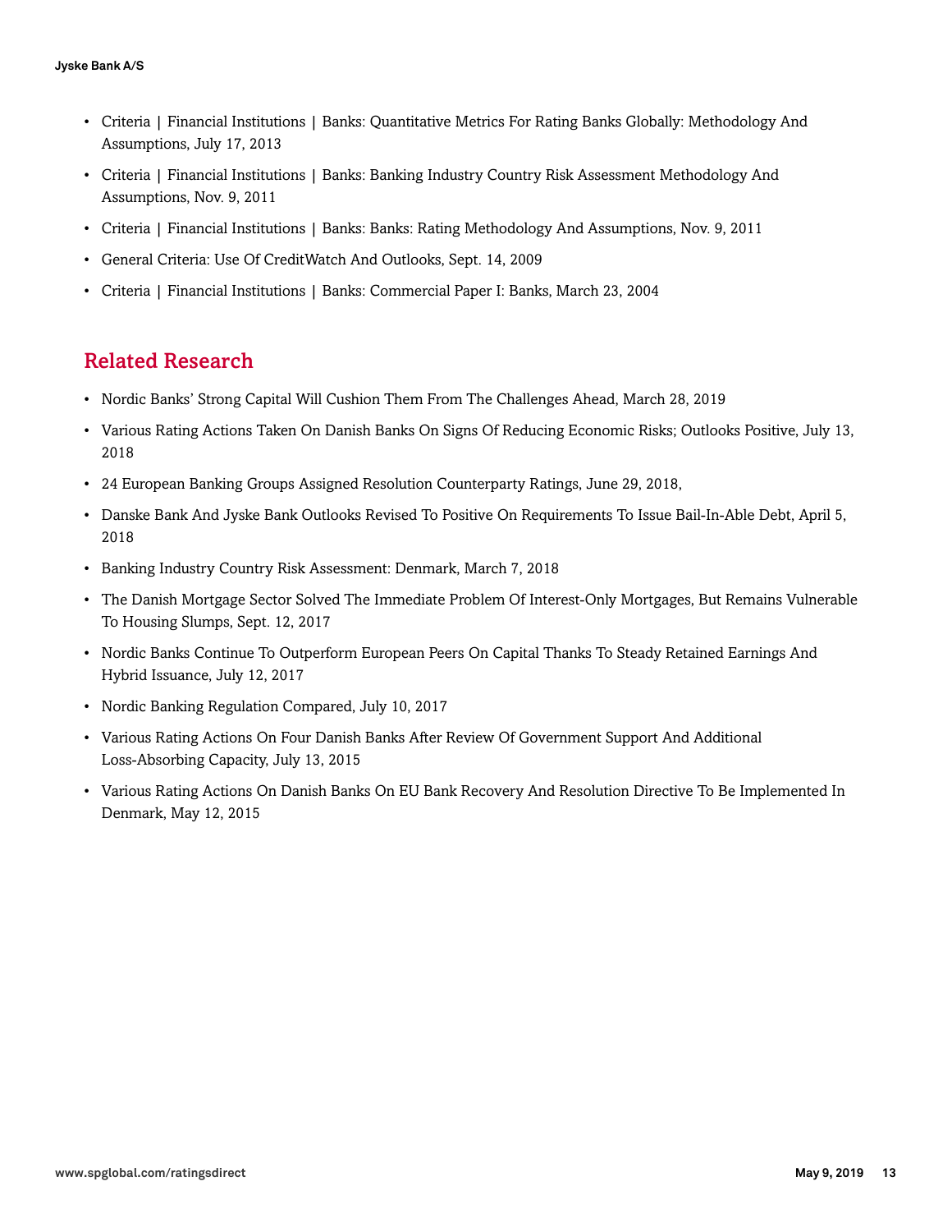- Criteria | Financial Institutions | Banks: Quantitative Metrics For Rating Banks Globally: Methodology And Assumptions, July 17, 2013
- Criteria | Financial Institutions | Banks: Banking Industry Country Risk Assessment Methodology And Assumptions, Nov. 9, 2011
- Criteria | Financial Institutions | Banks: Banks: Rating Methodology And Assumptions, Nov. 9, 2011
- General Criteria: Use Of CreditWatch And Outlooks, Sept. 14, 2009
- Criteria | Financial Institutions | Banks: Commercial Paper I: Banks, March 23, 2004

## Related Research

- Nordic Banks' Strong Capital Will Cushion Them From The Challenges Ahead, March 28, 2019
- Various Rating Actions Taken On Danish Banks On Signs Of Reducing Economic Risks; Outlooks Positive, July 13, 2018
- 24 European Banking Groups Assigned Resolution Counterparty Ratings, June 29, 2018,
- Danske Bank And Jyske Bank Outlooks Revised To Positive On Requirements To Issue Bail-In-Able Debt, April 5, 2018
- Banking Industry Country Risk Assessment: Denmark, March 7, 2018
- The Danish Mortgage Sector Solved The Immediate Problem Of Interest-Only Mortgages, But Remains Vulnerable To Housing Slumps, Sept. 12, 2017
- Nordic Banks Continue To Outperform European Peers On Capital Thanks To Steady Retained Earnings And Hybrid Issuance, July 12, 2017
- Nordic Banking Regulation Compared, July 10, 2017
- Various Rating Actions On Four Danish Banks After Review Of Government Support And Additional Loss-Absorbing Capacity, July 13, 2015
- Various Rating Actions On Danish Banks On EU Bank Recovery And Resolution Directive To Be Implemented In Denmark, May 12, 2015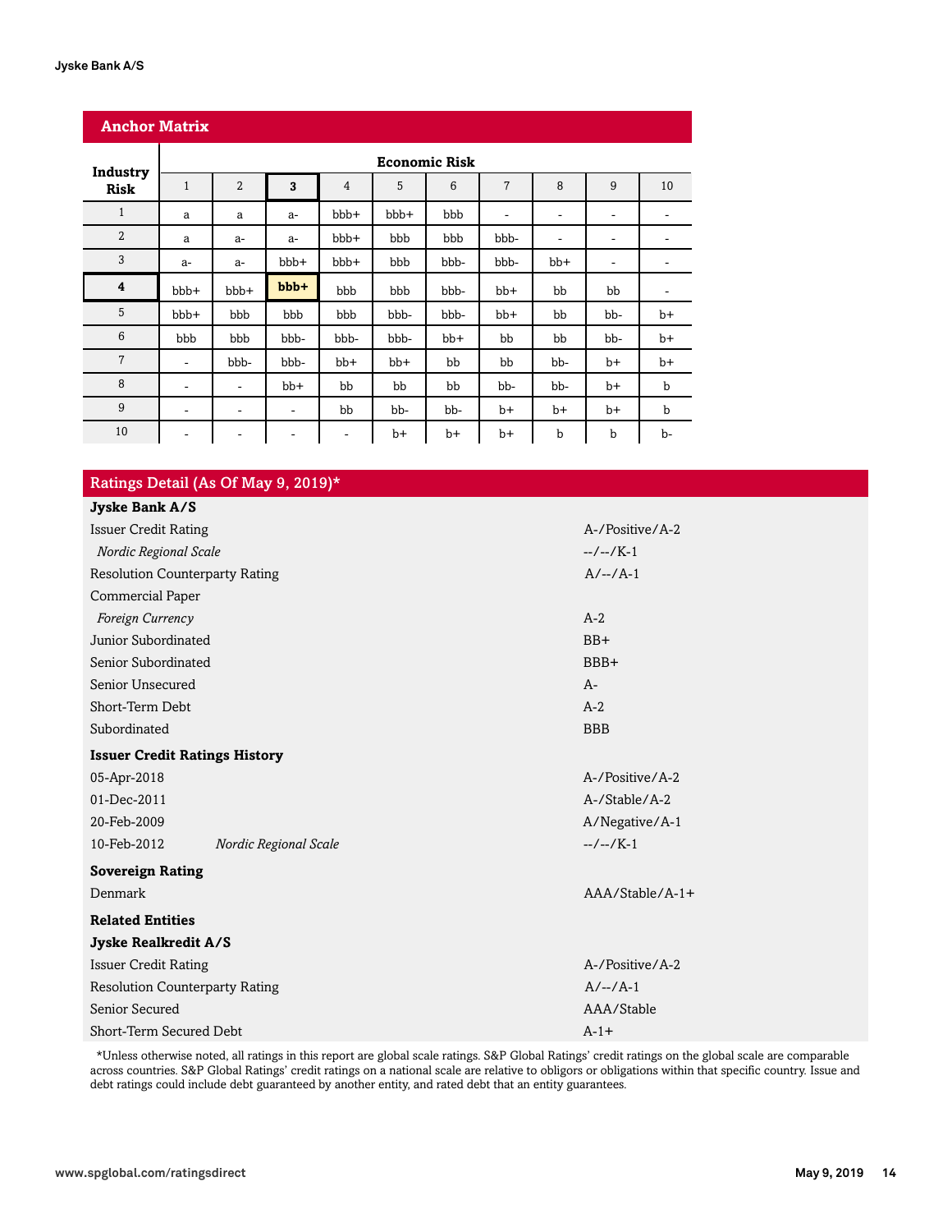## Anchor Matrix

| Industry Risk | Economic Risk | | | | | | | | | |
|---|---|---|---|---|---|---|---|---|---|---|
| | 1 | 2 | **3** | 4 | 5 | 6 | 7 | 8 | 9 | 10 |
| 1 | a | a | a- | bbb+ | bbb+ | bbb | - | - | - | - |
| 2 | a | a- | a- | bbb+ | bbb | bbb | bbb- | - | - | - |
| 3 | a- | a- | bbb+ | bbb+ | bbb | bbb- | bbb- | bb+ | - | - |
| **4** | bbb+ | bbb+ | **bbb+** | bbb | bbb | bbb- | bb+ | bb | bb | - |
| 5 | bbb+ | bbb | bbb | bbb | bbb- | bbb- | bb+ | bb | bb- | b+ |
| 6 | bbb | bbb | bbb- | bbb- | bbb- | bb+ | bb | bb | bb- | b+ |
| 7 | - | bbb- | bbb- | bb+ | bb+ | bb | bb | bb- | b+ | b+ |
| 8 | - | - | bb+ | bb | bb | bb | bb- | bb- | b+ | b |
| 9 | - | - | - | bb | bb- | bb- | b+ | b+ | b+ | b |
| 10 | - | - | - | - | b+ | b+ | b+ | b | b | b- |

## Ratings Detail (As Of May 9, 2019)*

| | |
|---|---|
| **Jyske Bank A/S** | |
| Issuer Credit Rating | A-/Positive/A-2 |
| *Nordic Regional Scale* | --/--/K-1 |
| Resolution Counterparty Rating | A/--/A-1 |
| Commercial Paper | |
| *Foreign Currency* | A-2 |
| Junior Subordinated | BB+ |
| Senior Subordinated | BBB+ |
| Senior Unsecured | A- |
| Short-Term Debt | A-2 |
| Subordinated | BBB |
| **Issuer Credit Ratings History** | |
| 05-Apr-2018 | A-/Positive/A-2 |
| 01-Dec-2011 | A-/Stable/A-2 |
| 20-Feb-2009 | A/Negative/A-1 |
| 10-Feb-2012 *Nordic Regional Scale* | --/--/K-1 |
| **Sovereign Rating** | |
| Denmark | AAA/Stable/A-1+ |
| **Related Entities** | |
| **Jyske Realkredit A/S** | |
| Issuer Credit Rating | A-/Positive/A-2 |
| Resolution Counterparty Rating | A/--/A-1 |
| Senior Secured | AAA/Stable |
| Short-Term Secured Debt | A-1+ |

*Unless otherwise noted, all ratings in this report are global scale ratings. S&P Global Ratings' credit ratings on the global scale are comparable across countries. S&P Global Ratings' credit ratings on a national scale are relative to obligors or obligations within that specific country. Issue and debt ratings could include debt guaranteed by another entity, and rated debt that an entity guarantees.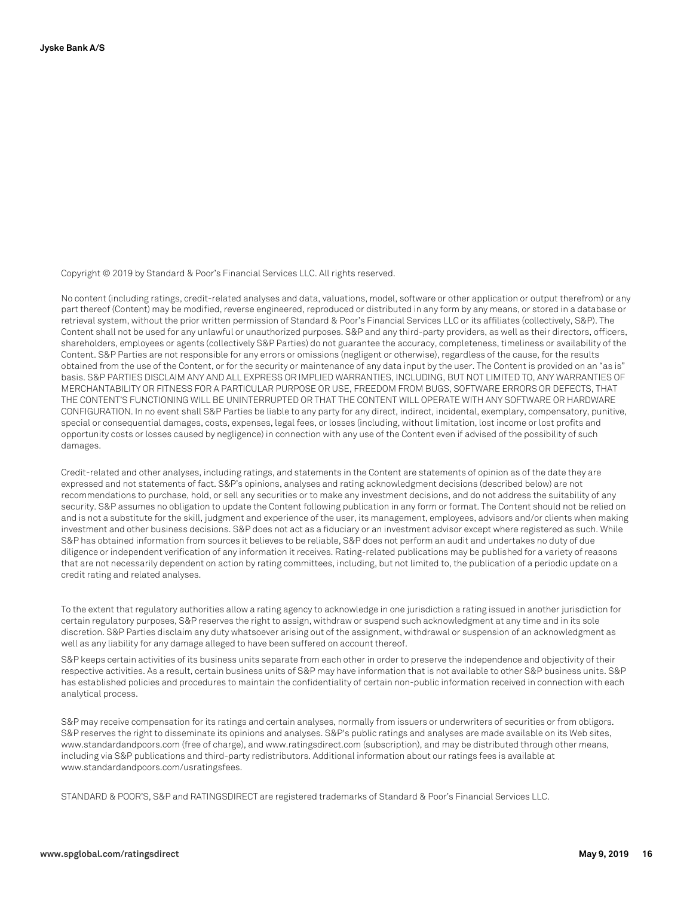Copyright © 2019 by Standard & Poor's Financial Services LLC. All rights reserved.

No content (including ratings, credit-related analyses and data, valuations, model, software or other application or output therefrom) or any part thereof (Content) may be modified, reverse engineered, reproduced or distributed in any form by any means, or stored in a database or retrieval system, without the prior written permission of Standard & Poor's Financial Services LLC or its affiliates (collectively, S&P). The Content shall not be used for any unlawful or unauthorized purposes. S&P and any third-party providers, as well as their directors, officers, shareholders, employees or agents (collectively S&P Parties) do not guarantee the accuracy, completeness, timeliness or availability of the Content. S&P Parties are not responsible for any errors or omissions (negligent or otherwise), regardless of the cause, for the results obtained from the use of the Content, or for the security or maintenance of any data input by the user. The Content is provided on an "as is" basis. S&P PARTIES DISCLAIM ANY AND ALL EXPRESS OR IMPLIED WARRANTIES, INCLUDING, BUT NOT LIMITED TO, ANY WARRANTIES OF MERCHANTABILITY OR FITNESS FOR A PARTICULAR PURPOSE OR USE, FREEDOM FROM BUGS, SOFTWARE ERRORS OR DEFECTS, THAT THE CONTENT'S FUNCTIONING WILL BE UNINTERRUPTED OR THAT THE CONTENT WILL OPERATE WITH ANY SOFTWARE OR HARDWARE CONFIGURATION. In no event shall S&P Parties be liable to any party for any direct, indirect, incidental, exemplary, compensatory, punitive, special or consequential damages, costs, expenses, legal fees, or losses (including, without limitation, lost income or lost profits and opportunity costs or losses caused by negligence) in connection with any use of the Content even if advised of the possibility of such damages.

Credit-related and other analyses, including ratings, and statements in the Content are statements of opinion as of the date they are expressed and not statements of fact. S&P's opinions, analyses and rating acknowledgment decisions (described below) are not recommendations to purchase, hold, or sell any securities or to make any investment decisions, and do not address the suitability of any security. S&P assumes no obligation to update the Content following publication in any form or format. The Content should not be relied on and is not a substitute for the skill, judgment and experience of the user, its management, employees, advisors and/or clients when making investment and other business decisions. S&P does not act as a fiduciary or an investment advisor except where registered as such. While S&P has obtained information from sources it believes to be reliable, S&P does not perform an audit and undertakes no duty of due diligence or independent verification of any information it receives. Rating-related publications may be published for a variety of reasons that are not necessarily dependent on action by rating committees, including, but not limited to, the publication of a periodic update on a credit rating and related analyses.

To the extent that regulatory authorities allow a rating agency to acknowledge in one jurisdiction a rating issued in another jurisdiction for certain regulatory purposes, S&P reserves the right to assign, withdraw or suspend such acknowledgment at any time and in its sole discretion. S&P Parties disclaim any duty whatsoever arising out of the assignment, withdrawal or suspension of an acknowledgment as well as any liability for any damage alleged to have been suffered on account thereof.

S&P keeps certain activities of its business units separate from each other in order to preserve the independence and objectivity of their respective activities. As a result, certain business units of S&P may have information that is not available to other S&P business units. S&P has established policies and procedures to maintain the confidentiality of certain non-public information received in connection with each analytical process.

S&P may receive compensation for its ratings and certain analyses, normally from issuers or underwriters of securities or from obligors. S&P reserves the right to disseminate its opinions and analyses. S&P's public ratings and analyses are made available on its Web sites, www.standardandpoors.com (free of charge), and www.ratingsdirect.com (subscription), and may be distributed through other means, including via S&P publications and third-party redistributors. Additional information about our ratings fees is available at www.standardandpoors.com/usratingsfees.

STANDARD & POOR'S, S&P and RATINGSDIRECT are registered trademarks of Standard & Poor's Financial Services LLC.